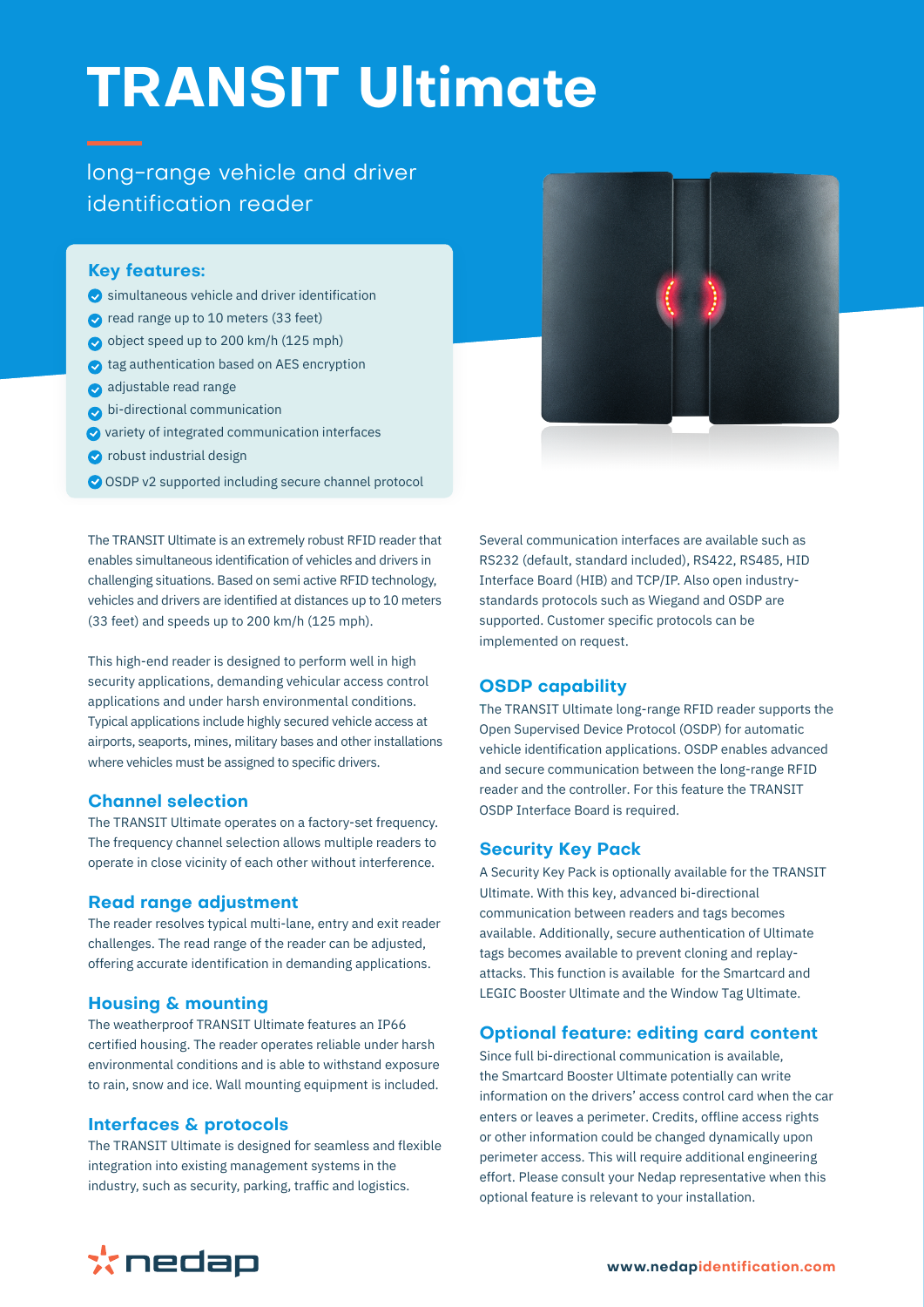# TRANSIT Ultimate

long-range vehicle and driver identification reader

**Key features:**

- simultaneous vehicle and driver identification
- read range up to 10 meters (33 feet)
- object speed up to 200 km/h (125 mph)
- tag authentication based on AES encryption
- adjustable read range
- bi-directional communication
- variety of integrated communication interfaces
- robust industrial design
- OSDP v2 supported including secure channel protocol

The TRANSIT Ultimate is an extremely robust RFID reader that enables simultaneous identification of vehicles and drivers in challenging situations. Based on semi active RFID technology, vehicles and drivers are identified at distances up to 10 meters (33 feet) and speeds up to 200 km/h (125 mph).

This high-end reader is designed to perform well in high security applications, demanding vehicular access control applications and under harsh environmental conditions. Typical applications include highly secured vehicle access at airports, seaports, mines, military bases and other installations where vehicles must be assigned to specific drivers.

## Channel selection

The TRANSIT Ultimate operates on a factory-set frequency. The frequency channel selection allows multiple readers to operate in close vicinity of each other without interference.

## Read range adjustment

The reader resolves typical multi-lane, entry and exit reader challenges. The read range of the reader can be adjusted, offering accurate identification in demanding applications.

## Housing & mounting

The weatherproof TRANSIT Ultimate features an IP66 certified housing. The reader operates reliable under harsh environmental conditions and is able to withstand exposure to rain, snow and ice. Wall mounting equipment is included.

## Interfaces & protocols

The TRANSIT Ultimate is designed for seamless and flexible integration into existing management systems in the industry, such as security, parking, traffic and logistics.

Several communication interfaces are available such as RS232 (default, standard included), RS422, RS485, HID Interface Board (HIB) and TCP/IP. Also open industry-standards protocols such as Wiegand and OSDP are supported. Customer specific protocols can be implemented on request.

## OSDP capability

The TRANSIT Ultimate long-range RFID reader supports the Open Supervised Device Protocol (OSDP) for automatic vehicle identification applications. OSDP enables advanced and secure communication between the long-range RFID reader and the controller. For this feature the TRANSIT OSDP Interface Board is required.

## Security Key Pack

A Security Key Pack is optionally available for the TRANSIT Ultimate. With this key, advanced bi-directional communication between readers and tags becomes available. Additionally, secure authentication of Ultimate tags becomes available to prevent cloning and replay-attacks. This function is available for the Smartcard and LEGIC Booster Ultimate and the Window Tag Ultimate.

## Optional feature: editing card content

Since full bi-directional communication is available, the Smartcard Booster Ultimate potentially can write information on the drivers' access control card when the car enters or leaves a perimeter. Credits, offline access rights or other information could be changed dynamically upon perimeter access. This will require additional engineering effort. Please consult your Nedap representative when this optional feature is relevant to your installation.

nedap

www.nedapidentification.com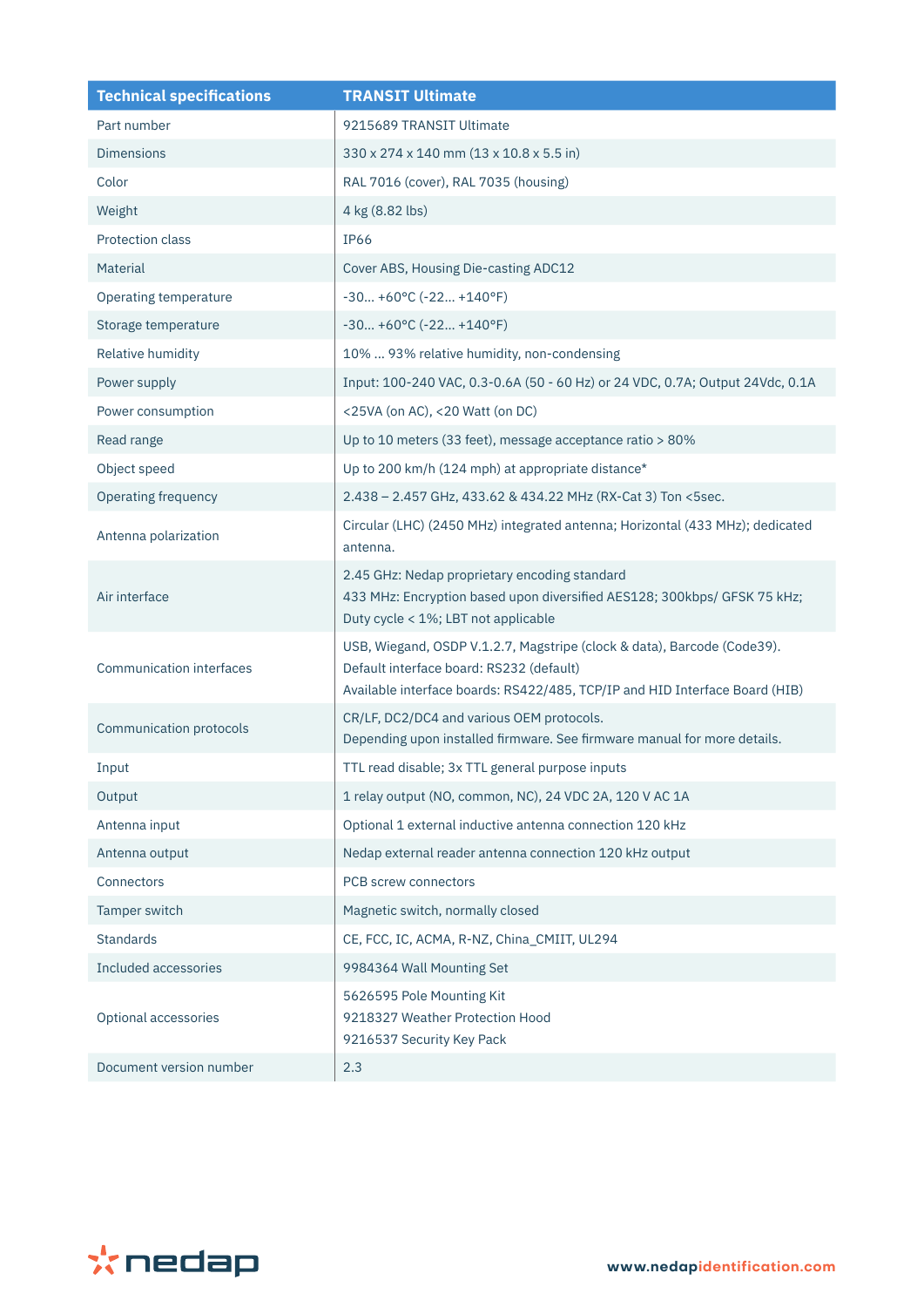| Technical specifications | TRANSIT Ultimate |
|---|---|
| Part number | 9215689 TRANSIT Ultimate |
| Dimensions | 330 x 274 x 140 mm (13 x 10.8 x 5.5 in) |
| Color | RAL 7016 (cover), RAL 7035 (housing) |
| Weight | 4 kg (8.82 lbs) |
| Protection class | IP66 |
| Material | Cover ABS, Housing Die-casting ADC12 |
| Operating temperature | -30… +60°C (-22… +140°F) |
| Storage temperature | -30… +60°C (-22… +140°F) |
| Relative humidity | 10% … 93% relative humidity, non-condensing |
| Power supply | Input: 100-240 VAC, 0.3-0.6A (50 - 60 Hz) or 24 VDC, 0.7A; Output 24Vdc, 0.1A |
| Power consumption | <25VA (on AC), <20 Watt (on DC) |
| Read range | Up to 10 meters (33 feet), message acceptance ratio > 80% |
| Object speed | Up to 200 km/h (124 mph) at appropriate distance* |
| Operating frequency | 2.438 – 2.457 GHz, 433.62 & 434.22 MHz (RX-Cat 3) Ton <5sec. |
| Antenna polarization | Circular (LHC) (2450 MHz) integrated antenna; Horizontal (433 MHz); dedicated antenna. |
| Air interface | 2.45 GHz: Nedap proprietary encoding standard<br>433 MHz: Encryption based upon diversified AES128; 300kbps/ GFSK 75 kHz; Duty cycle < 1%; LBT not applicable |
| Communication interfaces | USB, Wiegand, OSDP V.1.2.7, Magstripe (clock & data), Barcode (Code39).<br>Default interface board: RS232 (default)<br>Available interface boards: RS422/485, TCP/IP and HID Interface Board (HIB) |
| Communication protocols | CR/LF, DC2/DC4 and various OEM protocols.<br>Depending upon installed firmware. See firmware manual for more details. |
| Input | TTL read disable; 3x TTL general purpose inputs |
| Output | 1 relay output (NO, common, NC), 24 VDC 2A, 120 V AC 1A |
| Antenna input | Optional 1 external inductive antenna connection 120 kHz |
| Antenna output | Nedap external reader antenna connection 120 kHz output |
| Connectors | PCB screw connectors |
| Tamper switch | Magnetic switch, normally closed |
| Standards | CE, FCC, IC, ACMA, R-NZ, China_CMIIT, UL294 |
| Included accessories | 9984364 Wall Mounting Set |
| Optional accessories | 5626595 Pole Mounting Kit<br>9218327 Weather Protection Hood<br>9216537 Security Key Pack |
| Document version number | 2.3 |

nedap

www.nedapidentification.com